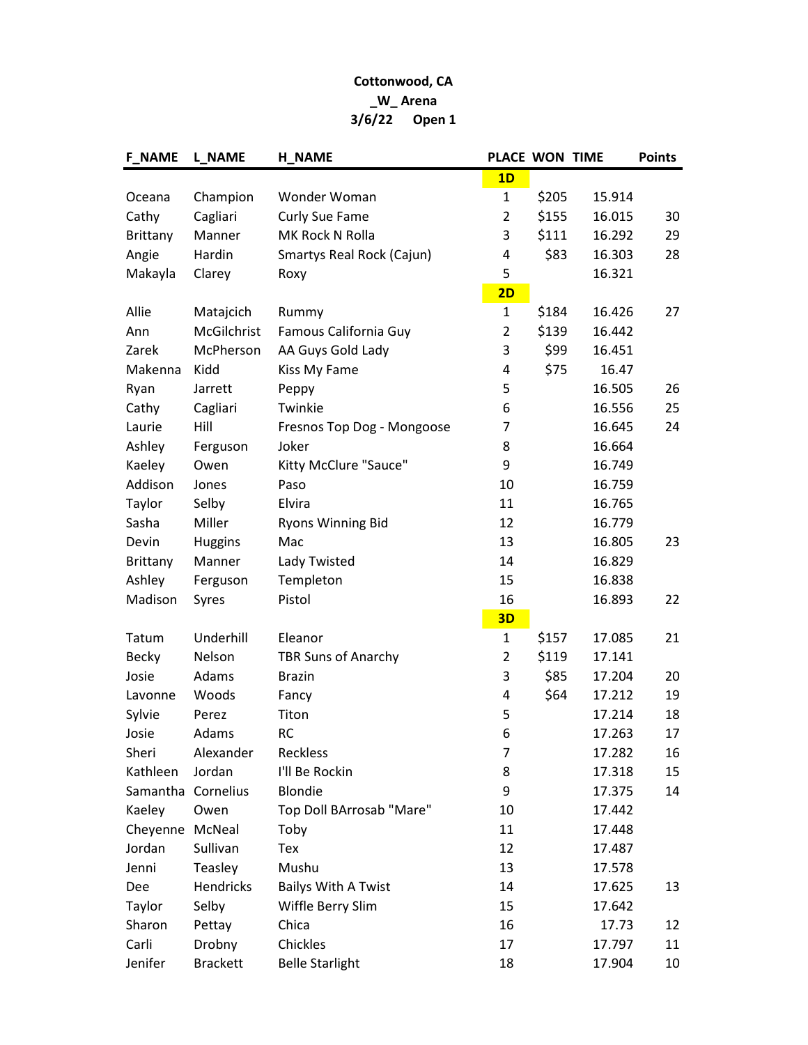**Cottonwood, CA**

**\_W\_ Arena**

**3/6/22 Open 1**

| F_NAME | L_NAME | H_NAME | PLACE | WON | TIME | Points |
|---|---|---|---|---|---|---|
| | | | **1D** | | | |
| Oceana | Champion | Wonder Woman | 1 | $205 | 15.914 | |
| Cathy | Cagliari | Curly Sue Fame | 2 | $155 | 16.015 | 30 |
| Brittany | Manner | MK Rock N Rolla | 3 | $111 | 16.292 | 29 |
| Angie | Hardin | Smartys Real Rock (Cajun) | 4 | $83 | 16.303 | 28 |
| Makayla | Clarey | Roxy | 5 | | 16.321 | |
| | | | **2D** | | | |
| Allie | Matajcich | Rummy | 1 | $184 | 16.426 | 27 |
| Ann | McGilchrist | Famous California Guy | 2 | $139 | 16.442 | |
| Zarek | McPherson | AA Guys Gold Lady | 3 | $99 | 16.451 | |
| Makenna | Kidd | Kiss My Fame | 4 | $75 | 16.47 | |
| Ryan | Jarrett | Peppy | 5 | | 16.505 | 26 |
| Cathy | Cagliari | Twinkie | 6 | | 16.556 | 25 |
| Laurie | Hill | Fresnos Top Dog - Mongoose | 7 | | 16.645 | 24 |
| Ashley | Ferguson | Joker | 8 | | 16.664 | |
| Kaeley | Owen | Kitty McClure "Sauce" | 9 | | 16.749 | |
| Addison | Jones | Paso | 10 | | 16.759 | |
| Taylor | Selby | Elvira | 11 | | 16.765 | |
| Sasha | Miller | Ryons Winning Bid | 12 | | 16.779 | |
| Devin | Huggins | Mac | 13 | | 16.805 | 23 |
| Brittany | Manner | Lady Twisted | 14 | | 16.829 | |
| Ashley | Ferguson | Templeton | 15 | | 16.838 | |
| Madison | Syres | Pistol | 16 | | 16.893 | 22 |
| | | | **3D** | | | |
| Tatum | Underhill | Eleanor | 1 | $157 | 17.085 | 21 |
| Becky | Nelson | TBR Suns of Anarchy | 2 | $119 | 17.141 | |
| Josie | Adams | Brazin | 3 | $85 | 17.204 | 20 |
| Lavonne | Woods | Fancy | 4 | $64 | 17.212 | 19 |
| Sylvie | Perez | Titon | 5 | | 17.214 | 18 |
| Josie | Adams | RC | 6 | | 17.263 | 17 |
| Sheri | Alexander | Reckless | 7 | | 17.282 | 16 |
| Kathleen | Jordan | I'll Be Rockin | 8 | | 17.318 | 15 |
| Samantha | Cornelius | Blondie | 9 | | 17.375 | 14 |
| Kaeley | Owen | Top Doll BArrosab "Mare" | 10 | | 17.442 | |
| Cheyenne | McNeal | Toby | 11 | | 17.448 | |
| Jordan | Sullivan | Tex | 12 | | 17.487 | |
| Jenni | Teasley | Mushu | 13 | | 17.578 | |
| Dee | Hendricks | Bailys With A Twist | 14 | | 17.625 | 13 |
| Taylor | Selby | Wiffle Berry Slim | 15 | | 17.642 | |
| Sharon | Pettay | Chica | 16 | | 17.73 | 12 |
| Carli | Drobny | Chickles | 17 | | 17.797 | 11 |
| Jenifer | Brackett | Belle Starlight | 18 | | 17.904 | 10 |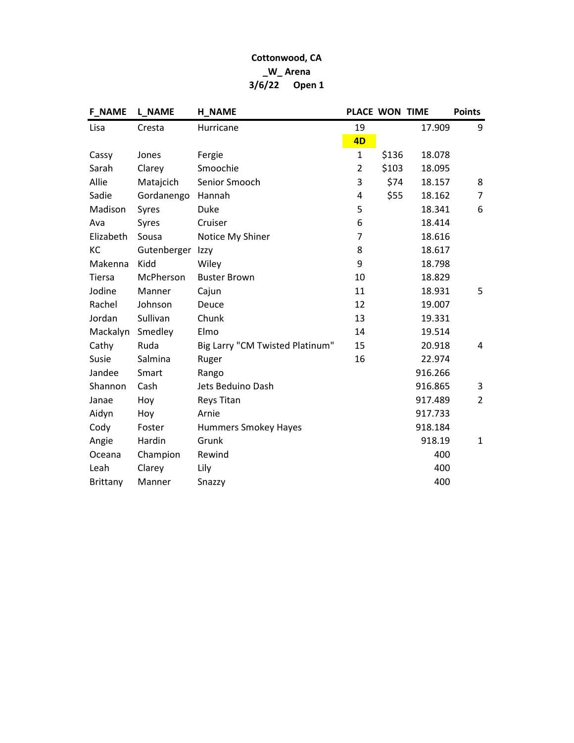**Cottonwood, CA**
**_W_ Arena**
**3/6/22 Open 1**

| F_NAME | L_NAME | H_NAME | PLACE | WON | TIME | Points |
|---|---|---|---|---|---|---|
| Lisa | Cresta | Hurricane | 19 | | 17.909 | 9 |
| | | | **4D** | | | |
| Cassy | Jones | Fergie | 1 | $136 | 18.078 | |
| Sarah | Clarey | Smoochie | 2 | $103 | 18.095 | |
| Allie | Matajcich | Senior Smooch | 3 | $74 | 18.157 | 8 |
| Sadie | Gordanengo | Hannah | 4 | $55 | 18.162 | 7 |
| Madison | Syres | Duke | 5 | | 18.341 | 6 |
| Ava | Syres | Cruiser | 6 | | 18.414 | |
| Elizabeth | Sousa | Notice My Shiner | 7 | | 18.616 | |
| KC | Gutenberger | Izzy | 8 | | 18.617 | |
| Makenna | Kidd | Wiley | 9 | | 18.798 | |
| Tiersa | McPherson | Buster Brown | 10 | | 18.829 | |
| Jodine | Manner | Cajun | 11 | | 18.931 | 5 |
| Rachel | Johnson | Deuce | 12 | | 19.007 | |
| Jordan | Sullivan | Chunk | 13 | | 19.331 | |
| Mackalyn | Smedley | Elmo | 14 | | 19.514 | |
| Cathy | Ruda | Big Larry "CM Twisted Platinum" | 15 | | 20.918 | 4 |
| Susie | Salmina | Ruger | 16 | | 22.974 | |
| Jandee | Smart | Rango | | | 916.266 | |
| Shannon | Cash | Jets Beduino Dash | | | 916.865 | 3 |
| Janae | Hoy | Reys Titan | | | 917.489 | 2 |
| Aidyn | Hoy | Arnie | | | 917.733 | |
| Cody | Foster | Hummers Smokey Hayes | | | 918.184 | |
| Angie | Hardin | Grunk | | | 918.19 | 1 |
| Oceana | Champion | Rewind | | | 400 | |
| Leah | Clarey | Lily | | | 400 | |
| Brittany | Manner | Snazzy | | | 400 | |